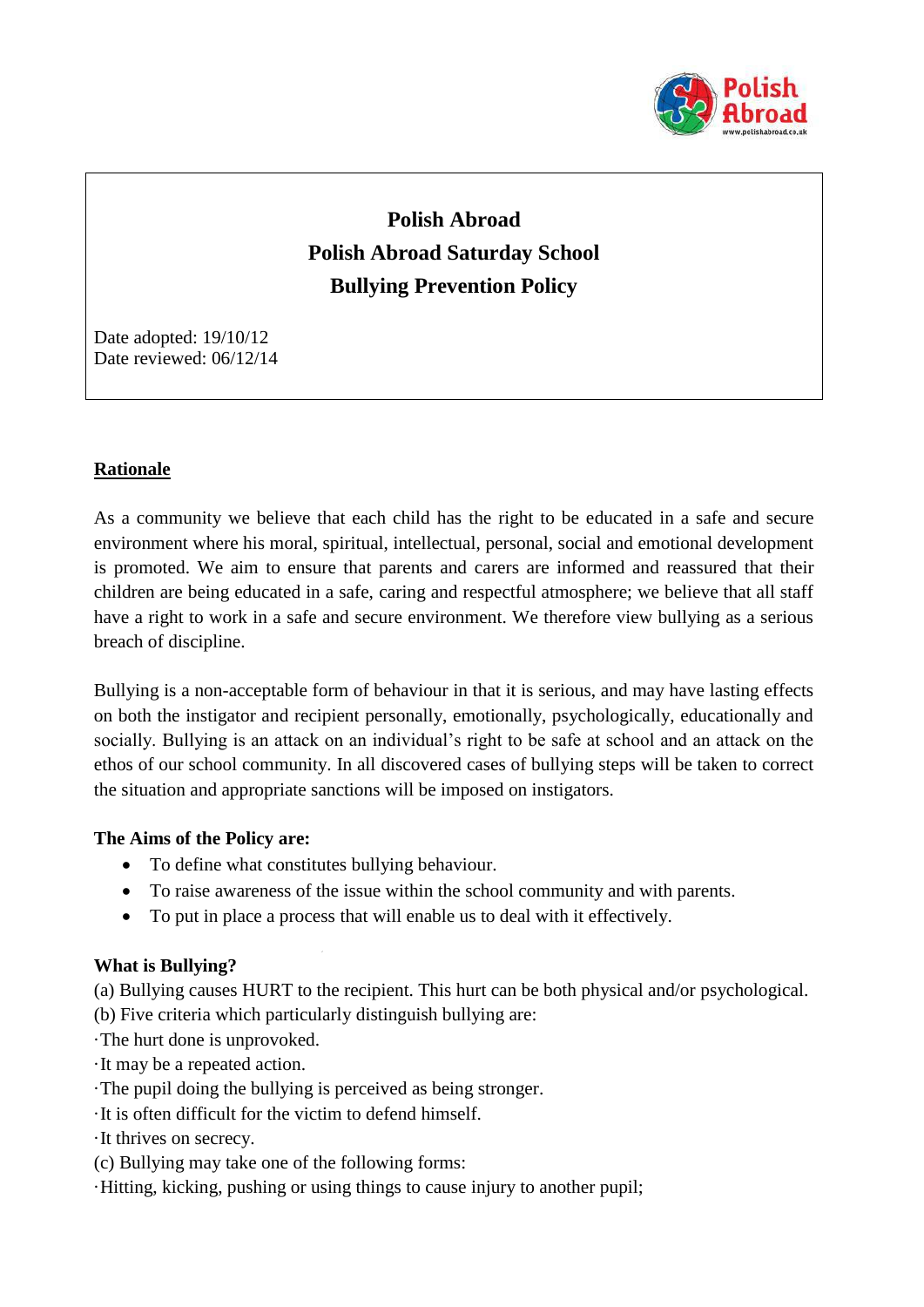# Polish Abroad
# Polish Abroad Saturday School
# Bullying Prevention Policy

Date adopted: 19/10/12
Date reviewed: 06/12/14

## Rationale

As a community we believe that each child has the right to be educated in a safe and secure environment where his moral, spiritual, intellectual, personal, social and emotional development is promoted. We aim to ensure that parents and carers are informed and reassured that their children are being educated in a safe, caring and respectful atmosphere; we believe that all staff have a right to work in a safe and secure environment. We therefore view bullying as a serious breach of discipline.

Bullying is a non-acceptable form of behaviour in that it is serious, and may have lasting effects on both the instigator and recipient personally, emotionally, psychologically, educationally and socially. Bullying is an attack on an individual's right to be safe at school and an attack on the ethos of our school community. In all discovered cases of bullying steps will be taken to correct the situation and appropriate sanctions will be imposed on instigators.

**The Aims of the Policy are:**

- To define what constitutes bullying behaviour.
- To raise awareness of the issue within the school community and with parents.
- To put in place a process that will enable us to deal with it effectively.

**What is Bullying?**

(a) Bullying causes HURT to the recipient. This hurt can be both physical and/or psychological.
(b) Five criteria which particularly distinguish bullying are:
· The hurt done is unprovoked.
· It may be a repeated action.
· The pupil doing the bullying is perceived as being stronger.
· It is often difficult for the victim to defend himself.
· It thrives on secrecy.
(c) Bullying may take one of the following forms:
· Hitting, kicking, pushing or using things to cause injury to another pupil;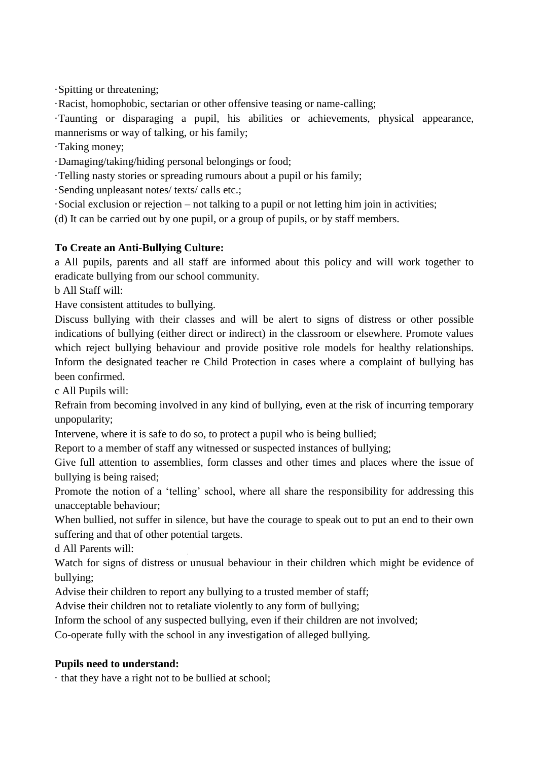- Spitting or threatening;
- Racist, homophobic, sectarian or other offensive teasing or name-calling;
- Taunting or disparaging a pupil, his abilities or achievements, physical appearance, mannerisms or way of talking, or his family;
- Taking money;
- Damaging/taking/hiding personal belongings or food;
- Telling nasty stories or spreading rumours about a pupil or his family;
- Sending unpleasant notes/ texts/ calls etc.;
- Social exclusion or rejection – not talking to a pupil or not letting him join in activities;

(d) It can be carried out by one pupil, or a group of pupils, or by staff members.

**To Create an Anti-Bullying Culture:**

a All pupils, parents and all staff are informed about this policy and will work together to eradicate bullying from our school community.

b All Staff will:

Have consistent attitudes to bullying.

Discuss bullying with their classes and will be alert to signs of distress or other possible indications of bullying (either direct or indirect) in the classroom or elsewhere. Promote values which reject bullying behaviour and provide positive role models for healthy relationships. Inform the designated teacher re Child Protection in cases where a complaint of bullying has been confirmed.

c All Pupils will:

Refrain from becoming involved in any kind of bullying, even at the risk of incurring temporary unpopularity;

Intervene, where it is safe to do so, to protect a pupil who is being bullied;

Report to a member of staff any witnessed or suspected instances of bullying;

Give full attention to assemblies, form classes and other times and places where the issue of bullying is being raised;

Promote the notion of a 'telling' school, where all share the responsibility for addressing this unacceptable behaviour;

When bullied, not suffer in silence, but have the courage to speak out to put an end to their own suffering and that of other potential targets.

d All Parents will:

Watch for signs of distress or unusual behaviour in their children which might be evidence of bullying;

Advise their children to report any bullying to a trusted member of staff;

Advise their children not to retaliate violently to any form of bullying;

Inform the school of any suspected bullying, even if their children are not involved;

Co-operate fully with the school in any investigation of alleged bullying.

**Pupils need to understand:**

- that they have a right not to be bullied at school;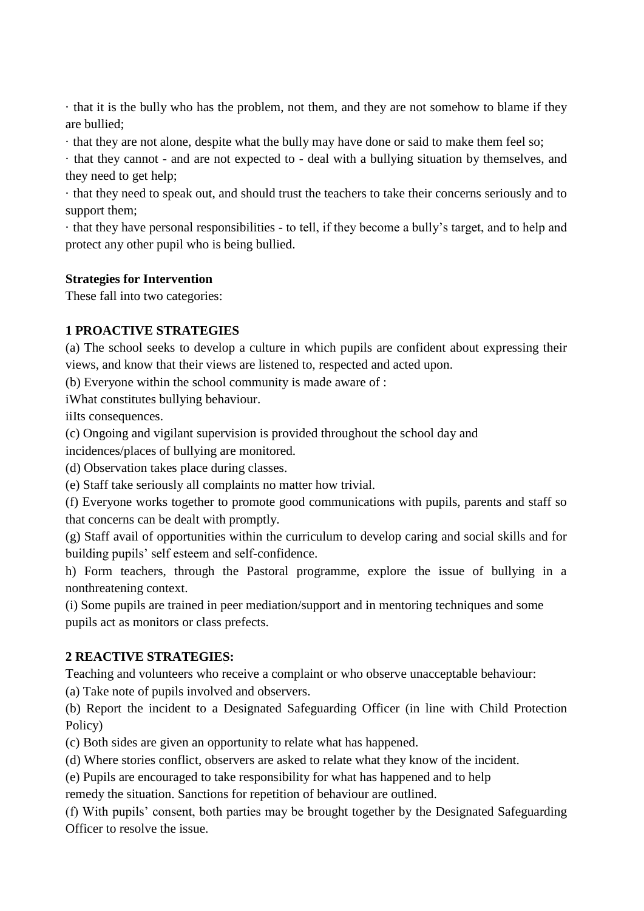· that it is the bully who has the problem, not them, and they are not somehow to blame if they are bullied;

· that they are not alone, despite what the bully may have done or said to make them feel so;

· that they cannot - and are not expected to - deal with a bullying situation by themselves, and they need to get help;

· that they need to speak out, and should trust the teachers to take their concerns seriously and to support them;

· that they have personal responsibilities - to tell, if they become a bully's target, and to help and protect any other pupil who is being bullied.

**Strategies for Intervention**

These fall into two categories:

**1 PROACTIVE STRATEGIES**

(a) The school seeks to develop a culture in which pupils are confident about expressing their views, and know that their views are listened to, respected and acted upon.

(b) Everyone within the school community is made aware of :

iWhat constitutes bullying behaviour.

iiIts consequences.

(c) Ongoing and vigilant supervision is provided throughout the school day and incidences/places of bullying are monitored.

(d) Observation takes place during classes.

(e) Staff take seriously all complaints no matter how trivial.

(f) Everyone works together to promote good communications with pupils, parents and staff so that concerns can be dealt with promptly.

(g) Staff avail of opportunities within the curriculum to develop caring and social skills and for building pupils' self esteem and self-confidence.

h) Form teachers, through the Pastoral programme, explore the issue of bullying in a nonthreatening context.

(i) Some pupils are trained in peer mediation/support and in mentoring techniques and some pupils act as monitors or class prefects.

**2 REACTIVE STRATEGIES:**

Teaching and volunteers who receive a complaint or who observe unacceptable behaviour:

(a) Take note of pupils involved and observers.

(b) Report the incident to a Designated Safeguarding Officer (in line with Child Protection Policy)

(c) Both sides are given an opportunity to relate what has happened.

(d) Where stories conflict, observers are asked to relate what they know of the incident.

(e) Pupils are encouraged to take responsibility for what has happened and to help remedy the situation. Sanctions for repetition of behaviour are outlined.

(f) With pupils' consent, both parties may be brought together by the Designated Safeguarding Officer to resolve the issue.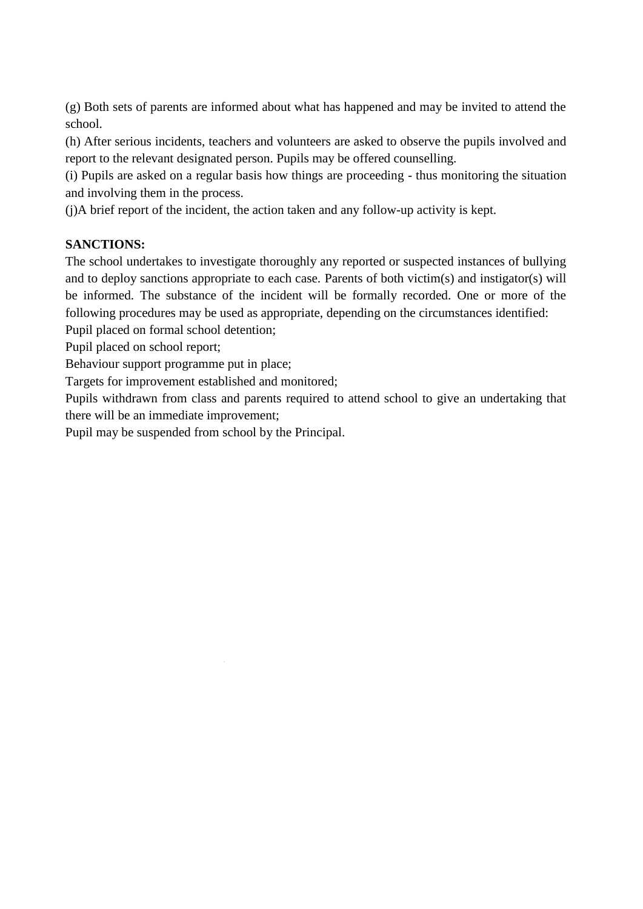(g) Both sets of parents are informed about what has happened and may be invited to attend the school.
(h) After serious incidents, teachers and volunteers are asked to observe the pupils involved and report to the relevant designated person. Pupils may be offered counselling.
(i) Pupils are asked on a regular basis how things are proceeding - thus monitoring the situation and involving them in the process.
(j)A brief report of the incident, the action taken and any follow-up activity is kept.

**SANCTIONS:**

The school undertakes to investigate thoroughly any reported or suspected instances of bullying and to deploy sanctions appropriate to each case. Parents of both victim(s) and instigator(s) will be informed. The substance of the incident will be formally recorded. One or more of the following procedures may be used as appropriate, depending on the circumstances identified:
Pupil placed on formal school detention;
Pupil placed on school report;
Behaviour support programme put in place;
Targets for improvement established and monitored;
Pupils withdrawn from class and parents required to attend school to give an undertaking that there will be an immediate improvement;
Pupil may be suspended from school by the Principal.